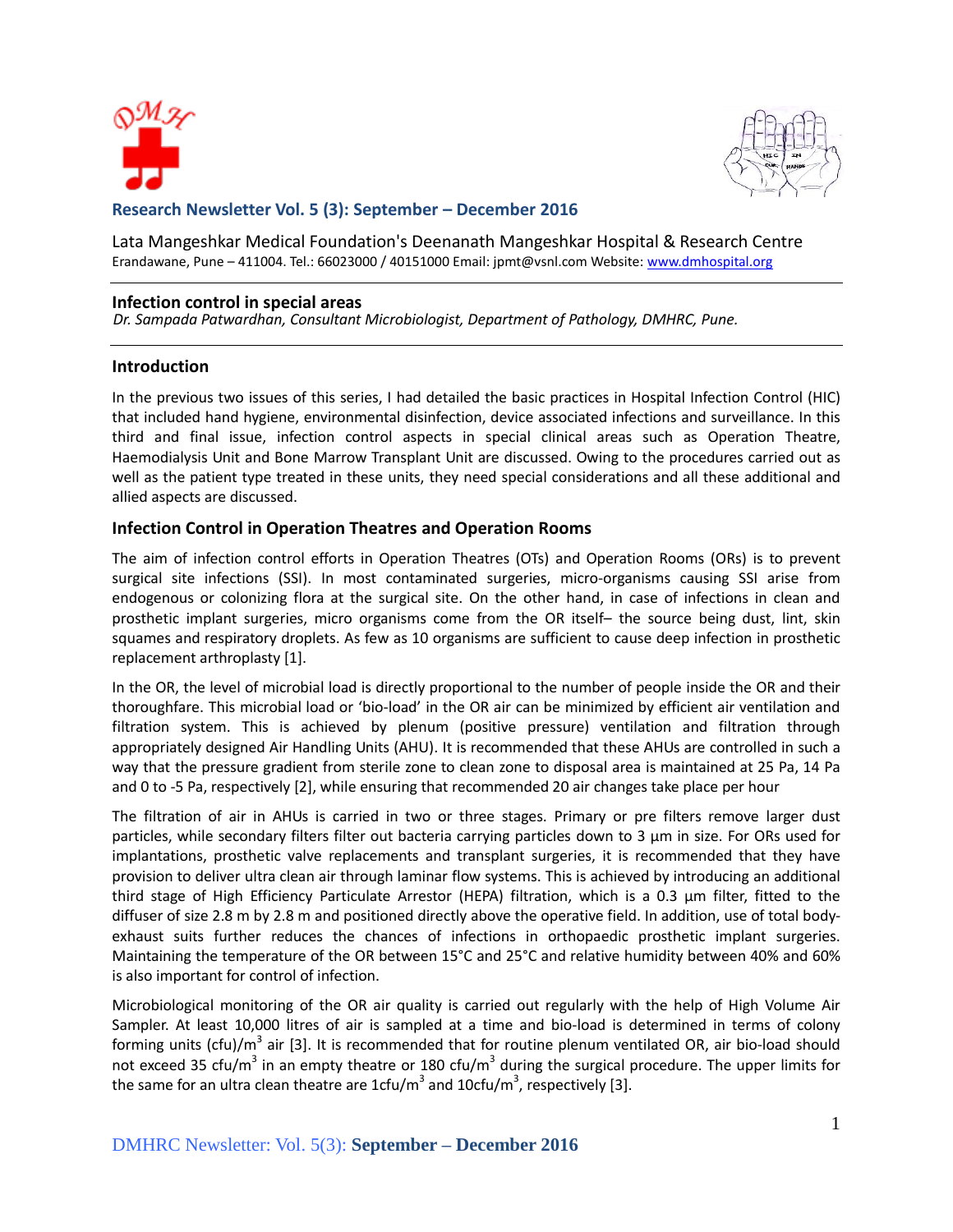## Research Newsletter Vol. 5 (3): September – December 2016

Lata Mangeshkar Medical Foundation's Deenanath Mangeshkar Hospital & Research Centre
Erandawane, Pune – 411004. Tel.: 66023000 / 40151000 Email: jpmt@vsnl.com Website: www.dmhospital.org

---

### Infection control in special areas

*Dr. Sampada Patwardhan, Consultant Microbiologist, Department of Pathology, DMHRC, Pune.*

---

### Introduction

In the previous two issues of this series, I had detailed the basic practices in Hospital Infection Control (HIC) that included hand hygiene, environmental disinfection, device associated infections and surveillance. In this third and final issue, infection control aspects in special clinical areas such as Operation Theatre, Haemodialysis Unit and Bone Marrow Transplant Unit are discussed. Owing to the procedures carried out as well as the patient type treated in these units, they need special considerations and all these additional and allied aspects are discussed.

### Infection Control in Operation Theatres and Operation Rooms

The aim of infection control efforts in Operation Theatres (OTs) and Operation Rooms (ORs) is to prevent surgical site infections (SSI). In most contaminated surgeries, micro-organisms causing SSI arise from endogenous or colonizing flora at the surgical site. On the other hand, in case of infections in clean and prosthetic implant surgeries, micro organisms come from the OR itself– the source being dust, lint, skin squames and respiratory droplets. As few as 10 organisms are sufficient to cause deep infection in prosthetic replacement arthroplasty [1].

In the OR, the level of microbial load is directly proportional to the number of people inside the OR and their thoroughfare. This microbial load or 'bio-load' in the OR air can be minimized by efficient air ventilation and filtration system. This is achieved by plenum (positive pressure) ventilation and filtration through appropriately designed Air Handling Units (AHU). It is recommended that these AHUs are controlled in such a way that the pressure gradient from sterile zone to clean zone to disposal area is maintained at 25 Pa, 14 Pa and 0 to -5 Pa, respectively [2], while ensuring that recommended 20 air changes take place per hour

The filtration of air in AHUs is carried in two or three stages. Primary or pre filters remove larger dust particles, while secondary filters filter out bacteria carrying particles down to 3 µm in size. For ORs used for implantations, prosthetic valve replacements and transplant surgeries, it is recommended that they have provision to deliver ultra clean air through laminar flow systems. This is achieved by introducing an additional third stage of High Efficiency Particulate Arrestor (HEPA) filtration, which is a 0.3 µm filter, fitted to the diffuser of size 2.8 m by 2.8 m and positioned directly above the operative field. In addition, use of total body-exhaust suits further reduces the chances of infections in orthopaedic prosthetic implant surgeries. Maintaining the temperature of the OR between 15°C and 25°C and relative humidity between 40% and 60% is also important for control of infection.

Microbiological monitoring of the OR air quality is carried out regularly with the help of High Volume Air Sampler. At least 10,000 litres of air is sampled at a time and bio-load is determined in terms of colony forming units (cfu)/$m^3$ air [3]. It is recommended that for routine plenum ventilated OR, air bio-load should not exceed 35 cfu/$m^3$ in an empty theatre or 180 cfu/$m^3$ during the surgical procedure. The upper limits for the same for an ultra clean theatre are 1cfu/$m^3$ and 10cfu/$m^3$, respectively [3].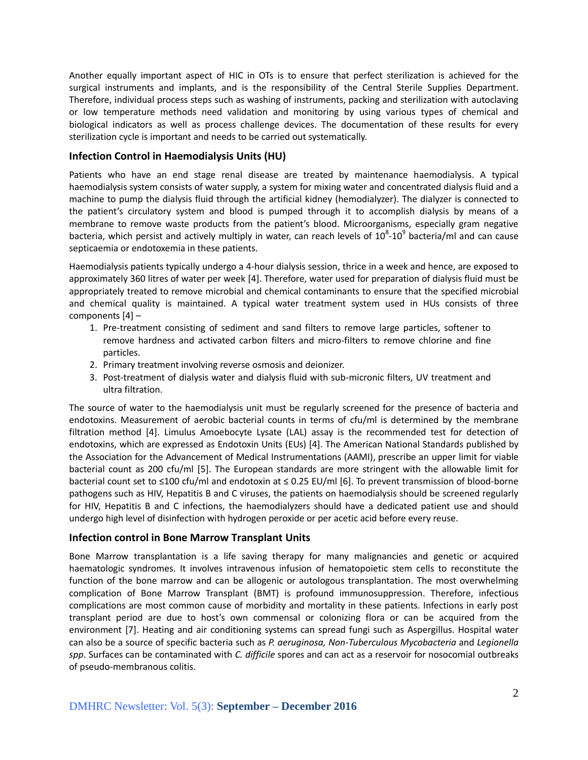Another equally important aspect of HIC in OTs is to ensure that perfect sterilization is achieved for the surgical instruments and implants, and is the responsibility of the Central Sterile Supplies Department. Therefore, individual process steps such as washing of instruments, packing and sterilization with autoclaving or low temperature methods need validation and monitoring by using various types of chemical and biological indicators as well as process challenge devices. The documentation of these results for every sterilization cycle is important and needs to be carried out systematically.

### Infection Control in Haemodialysis Units (HU)

Patients who have an end stage renal disease are treated by maintenance haemodialysis. A typical haemodialysis system consists of water supply, a system for mixing water and concentrated dialysis fluid and a machine to pump the dialysis fluid through the artificial kidney (hemodialyzer). The dialyzer is connected to the patient's circulatory system and blood is pumped through it to accomplish dialysis by means of a membrane to remove waste products from the patient's blood. Microorganisms, especially gram negative bacteria, which persist and actively multiply in water, can reach levels of $10^8$-$10^9$ bacteria/ml and can cause septicaemia or endotoxemia in these patients.

Haemodialysis patients typically undergo a 4-hour dialysis session, thrice in a week and hence, are exposed to approximately 360 litres of water per week [4]. Therefore, water used for preparation of dialysis fluid must be appropriately treated to remove microbial and chemical contaminants to ensure that the specified microbial and chemical quality is maintained. A typical water treatment system used in HUs consists of three components [4] –

1. Pre-treatment consisting of sediment and sand filters to remove large particles, softener to remove hardness and activated carbon filters and micro-filters to remove chlorine and fine particles.
2. Primary treatment involving reverse osmosis and deionizer.
3. Post-treatment of dialysis water and dialysis fluid with sub-micronic filters, UV treatment and ultra filtration.

The source of water to the haemodialysis unit must be regularly screened for the presence of bacteria and endotoxins. Measurement of aerobic bacterial counts in terms of cfu/ml is determined by the membrane filtration method [4]. Limulus Amoebocyte Lysate (LAL) assay is the recommended test for detection of endotoxins, which are expressed as Endotoxin Units (EUs) [4]. The American National Standards published by the Association for the Advancement of Medical Instrumentations (AAMI), prescribe an upper limit for viable bacterial count as 200 cfu/ml [5]. The European standards are more stringent with the allowable limit for bacterial count set to ≤100 cfu/ml and endotoxin at ≤ 0.25 EU/ml [6]. To prevent transmission of blood-borne pathogens such as HIV, Hepatitis B and C viruses, the patients on haemodialysis should be screened regularly for HIV, Hepatitis B and C infections, the haemodialyzers should have a dedicated patient use and should undergo high level of disinfection with hydrogen peroxide or per acetic acid before every reuse.

### Infection control in Bone Marrow Transplant Units

Bone Marrow transplantation is a life saving therapy for many malignancies and genetic or acquired haematologic syndromes. It involves intravenous infusion of hematopoietic stem cells to reconstitute the function of the bone marrow and can be allogenic or autologous transplantation. The most overwhelming complication of Bone Marrow Transplant (BMT) is profound immunosuppression. Therefore, infectious complications are most common cause of morbidity and mortality in these patients. Infections in early post transplant period are due to host's own commensal or colonizing flora or can be acquired from the environment [7]. Heating and air conditioning systems can spread fungi such as Aspergillus. Hospital water can also be a source of specific bacteria such as *P. aeruginosa, Non-Tuberculous Mycobacteria* and *Legionella spp*. Surfaces can be contaminated with *C. difficile* spores and can act as a reservoir for nosocomial outbreaks of pseudo-membranous colitis.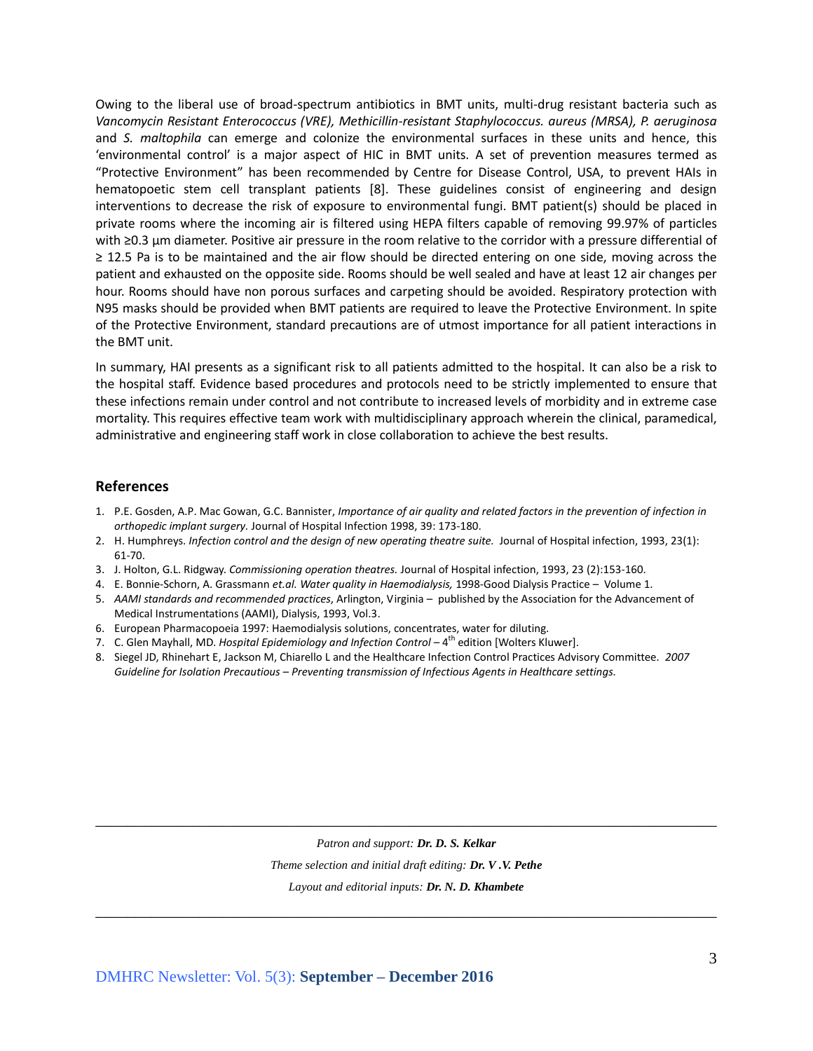Owing to the liberal use of broad-spectrum antibiotics in BMT units, multi-drug resistant bacteria such as *Vancomycin Resistant Enterococcus (VRE), Methicillin-resistant Staphylococcus. aureus (MRSA), P. aeruginosa* and *S. maltophila* can emerge and colonize the environmental surfaces in these units and hence, this 'environmental control' is a major aspect of HIC in BMT units. A set of prevention measures termed as "Protective Environment" has been recommended by Centre for Disease Control, USA, to prevent HAIs in hematopoetic stem cell transplant patients [8]. These guidelines consist of engineering and design interventions to decrease the risk of exposure to environmental fungi. BMT patient(s) should be placed in private rooms where the incoming air is filtered using HEPA filters capable of removing 99.97% of particles with ≥0.3 µm diameter. Positive air pressure in the room relative to the corridor with a pressure differential of ≥ 12.5 Pa is to be maintained and the air flow should be directed entering on one side, moving across the patient and exhausted on the opposite side. Rooms should be well sealed and have at least 12 air changes per hour. Rooms should have non porous surfaces and carpeting should be avoided. Respiratory protection with N95 masks should be provided when BMT patients are required to leave the Protective Environment. In spite of the Protective Environment, standard precautions are of utmost importance for all patient interactions in the BMT unit.

In summary, HAI presents as a significant risk to all patients admitted to the hospital. It can also be a risk to the hospital staff. Evidence based procedures and protocols need to be strictly implemented to ensure that these infections remain under control and not contribute to increased levels of morbidity and in extreme case mortality. This requires effective team work with multidisciplinary approach wherein the clinical, paramedical, administrative and engineering staff work in close collaboration to achieve the best results.

## References

1. P.E. Gosden, A.P. Mac Gowan, G.C. Bannister, *Importance of air quality and related factors in the prevention of infection in orthopedic implant surgery.* Journal of Hospital Infection 1998, 39: 173-180.
2. H. Humphreys. *Infection control and the design of new operating theatre suite.* Journal of Hospital infection, 1993, 23(1): 61-70.
3. J. Holton, G.L. Ridgway. *Commissioning operation theatres.* Journal of Hospital infection, 1993, 23 (2):153-160.
4. E. Bonnie-Schorn, A. Grassmann *et.al. Water quality in Haemodialysis,* 1998-Good Dialysis Practice – Volume 1.
5. *AAMI standards and recommended practices*, Arlington, Virginia – published by the Association for the Advancement of Medical Instrumentations (AAMI), Dialysis, 1993, Vol.3.
6. European Pharmacopoeia 1997: Haemodialysis solutions, concentrates, water for diluting.
7. C. Glen Mayhall, MD. *Hospital Epidemiology and Infection Control* – 4th edition [Wolters Kluwer].
8. Siegel JD, Rhinehart E, Jackson M, Chiarello L and the Healthcare Infection Control Practices Advisory Committee. *2007 Guideline for Isolation Precautious – Preventing transmission of Infectious Agents in Healthcare settings.*

---

*Patron and support:* ***Dr. D. S. Kelkar***

*Theme selection and initial draft editing:* ***Dr. V .V. Pethe***

*Layout and editorial inputs:* ***Dr. N. D. Khambete***

---

DMHRC Newsletter: Vol. 5(3): **September – December 2016**